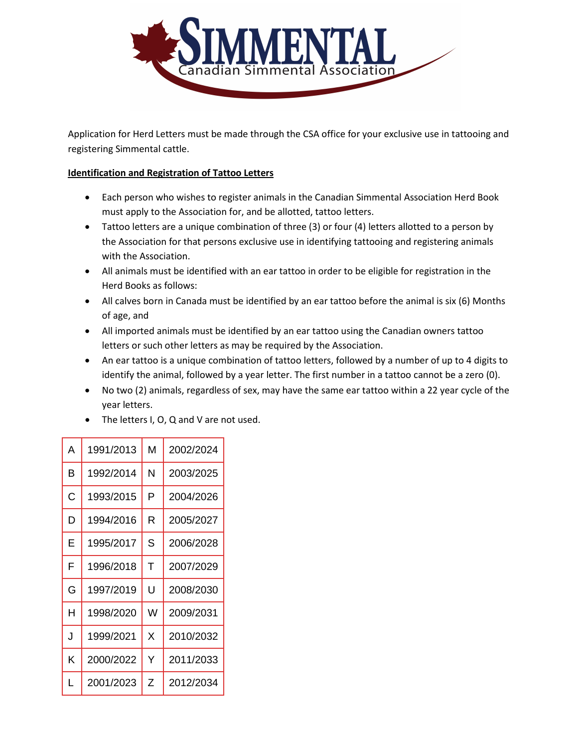# SIMMENTAL

Canadian Simmental Association

Application for Herd Letters must be made through the CSA office for your exclusive use in tattooing and registering Simmental cattle.

**Identification and Registration of Tattoo Letters**

- Each person who wishes to register animals in the Canadian Simmental Association Herd Book must apply to the Association for, and be allotted, tattoo letters.
- Tattoo letters are a unique combination of three (3) or four (4) letters allotted to a person by the Association for that persons exclusive use in identifying tattooing and registering animals with the Association.
- All animals must be identified with an ear tattoo in order to be eligible for registration in the Herd Books as follows:
- All calves born in Canada must be identified by an ear tattoo before the animal is six (6) Months of age, and
- All imported animals must be identified by an ear tattoo using the Canadian owners tattoo letters or such other letters as may be required by the Association.
- An ear tattoo is a unique combination of tattoo letters, followed by a number of up to 4 digits to identify the animal, followed by a year letter. The first number in a tattoo cannot be a zero (0).
- No two (2) animals, regardless of sex, may have the same ear tattoo within a 22 year cycle of the year letters.
- The letters I, O, Q and V are not used.

| | | | |
|---|---|---|---|
| A | 1991/2013 | M | 2002/2024 |
| B | 1992/2014 | N | 2003/2025 |
| C | 1993/2015 | P | 2004/2026 |
| D | 1994/2016 | R | 2005/2027 |
| E | 1995/2017 | S | 2006/2028 |
| F | 1996/2018 | T | 2007/2029 |
| G | 1997/2019 | U | 2008/2030 |
| H | 1998/2020 | W | 2009/2031 |
| J | 1999/2021 | X | 2010/2032 |
| K | 2000/2022 | Y | 2011/2033 |
| L | 2001/2023 | Z | 2012/2034 |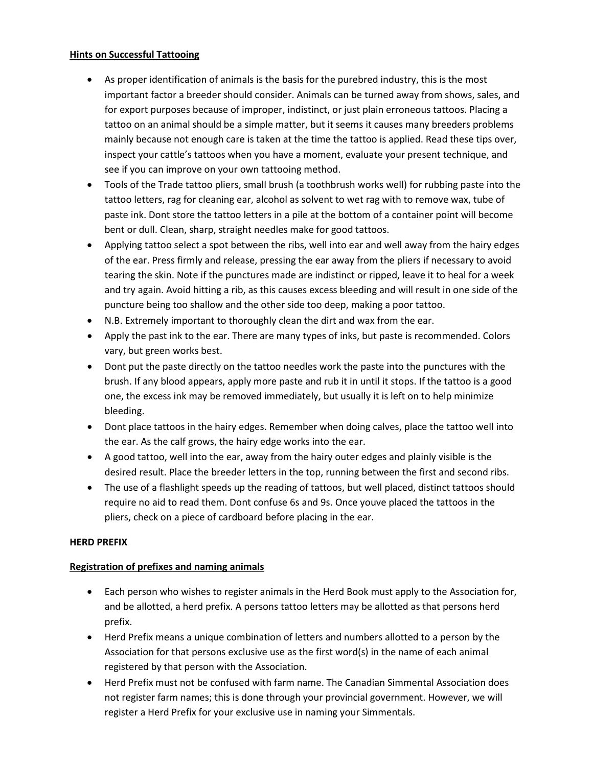## Hints on Successful Tattooing

- As proper identification of animals is the basis for the purebred industry, this is the most important factor a breeder should consider. Animals can be turned away from shows, sales, and for export purposes because of improper, indistinct, or just plain erroneous tattoos. Placing a tattoo on an animal should be a simple matter, but it seems it causes many breeders problems mainly because not enough care is taken at the time the tattoo is applied. Read these tips over, inspect your cattle's tattoos when you have a moment, evaluate your present technique, and see if you can improve on your own tattooing method.
- Tools of the Trade tattoo pliers, small brush (a toothbrush works well) for rubbing paste into the tattoo letters, rag for cleaning ear, alcohol as solvent to wet rag with to remove wax, tube of paste ink. Dont store the tattoo letters in a pile at the bottom of a container point will become bent or dull. Clean, sharp, straight needles make for good tattoos.
- Applying tattoo select a spot between the ribs, well into ear and well away from the hairy edges of the ear. Press firmly and release, pressing the ear away from the pliers if necessary to avoid tearing the skin. Note if the punctures made are indistinct or ripped, leave it to heal for a week and try again. Avoid hitting a rib, as this causes excess bleeding and will result in one side of the puncture being too shallow and the other side too deep, making a poor tattoo.
- N.B. Extremely important to thoroughly clean the dirt and wax from the ear.
- Apply the past ink to the ear. There are many types of inks, but paste is recommended. Colors vary, but green works best.
- Dont put the paste directly on the tattoo needles work the paste into the punctures with the brush. If any blood appears, apply more paste and rub it in until it stops. If the tattoo is a good one, the excess ink may be removed immediately, but usually it is left on to help minimize bleeding.
- Dont place tattoos in the hairy edges. Remember when doing calves, place the tattoo well into the ear. As the calf grows, the hairy edge works into the ear.
- A good tattoo, well into the ear, away from the hairy outer edges and plainly visible is the desired result. Place the breeder letters in the top, running between the first and second ribs.
- The use of a flashlight speeds up the reading of tattoos, but well placed, distinct tattoos should require no aid to read them. Dont confuse 6s and 9s. Once youve placed the tattoos in the pliers, check on a piece of cardboard before placing in the ear.

## HERD PREFIX

### Registration of prefixes and naming animals

- Each person who wishes to register animals in the Herd Book must apply to the Association for, and be allotted, a herd prefix. A persons tattoo letters may be allotted as that persons herd prefix.
- Herd Prefix means a unique combination of letters and numbers allotted to a person by the Association for that persons exclusive use as the first word(s) in the name of each animal registered by that person with the Association.
- Herd Prefix must not be confused with farm name. The Canadian Simmental Association does not register farm names; this is done through your provincial government. However, we will register a Herd Prefix for your exclusive use in naming your Simmentals.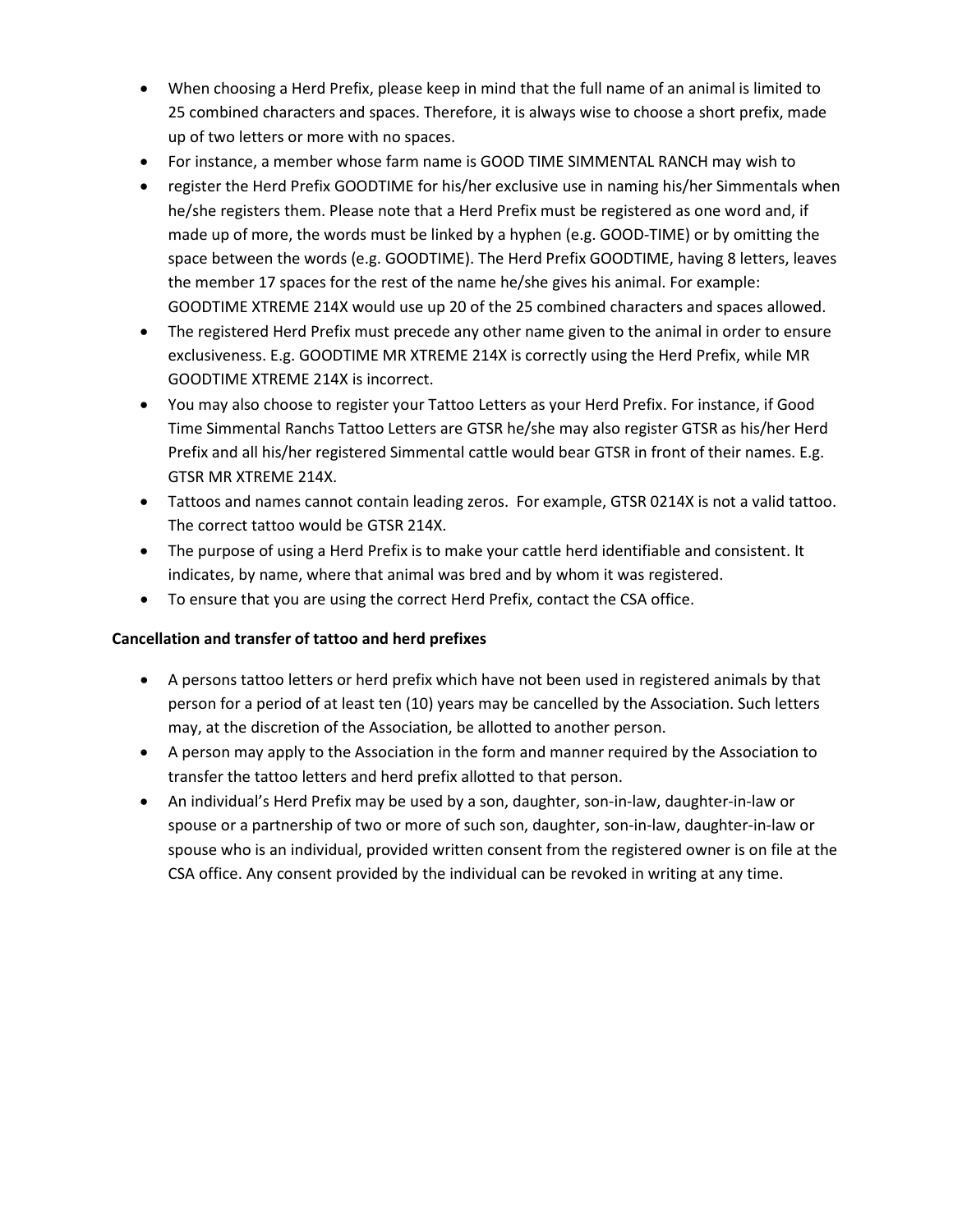- When choosing a Herd Prefix, please keep in mind that the full name of an animal is limited to 25 combined characters and spaces. Therefore, it is always wise to choose a short prefix, made up of two letters or more with no spaces.
- For instance, a member whose farm name is GOOD TIME SIMMENTAL RANCH may wish to
- register the Herd Prefix GOODTIME for his/her exclusive use in naming his/her Simmentals when he/she registers them. Please note that a Herd Prefix must be registered as one word and, if made up of more, the words must be linked by a hyphen (e.g. GOOD-TIME) or by omitting the space between the words (e.g. GOODTIME). The Herd Prefix GOODTIME, having 8 letters, leaves the member 17 spaces for the rest of the name he/she gives his animal. For example: GOODTIME XTREME 214X would use up 20 of the 25 combined characters and spaces allowed.
- The registered Herd Prefix must precede any other name given to the animal in order to ensure exclusiveness. E.g. GOODTIME MR XTREME 214X is correctly using the Herd Prefix, while MR GOODTIME XTREME 214X is incorrect.
- You may also choose to register your Tattoo Letters as your Herd Prefix. For instance, if Good Time Simmental Ranchs Tattoo Letters are GTSR he/she may also register GTSR as his/her Herd Prefix and all his/her registered Simmental cattle would bear GTSR in front of their names. E.g. GTSR MR XTREME 214X.
- Tattoos and names cannot contain leading zeros. For example, GTSR 0214X is not a valid tattoo. The correct tattoo would be GTSR 214X.
- The purpose of using a Herd Prefix is to make your cattle herd identifiable and consistent. It indicates, by name, where that animal was bred and by whom it was registered.
- To ensure that you are using the correct Herd Prefix, contact the CSA office.

**Cancellation and transfer of tattoo and herd prefixes**

- A persons tattoo letters or herd prefix which have not been used in registered animals by that person for a period of at least ten (10) years may be cancelled by the Association. Such letters may, at the discretion of the Association, be allotted to another person.
- A person may apply to the Association in the form and manner required by the Association to transfer the tattoo letters and herd prefix allotted to that person.
- An individual's Herd Prefix may be used by a son, daughter, son-in-law, daughter-in-law or spouse or a partnership of two or more of such son, daughter, son-in-law, daughter-in-law or spouse who is an individual, provided written consent from the registered owner is on file at the CSA office. Any consent provided by the individual can be revoked in writing at any time.